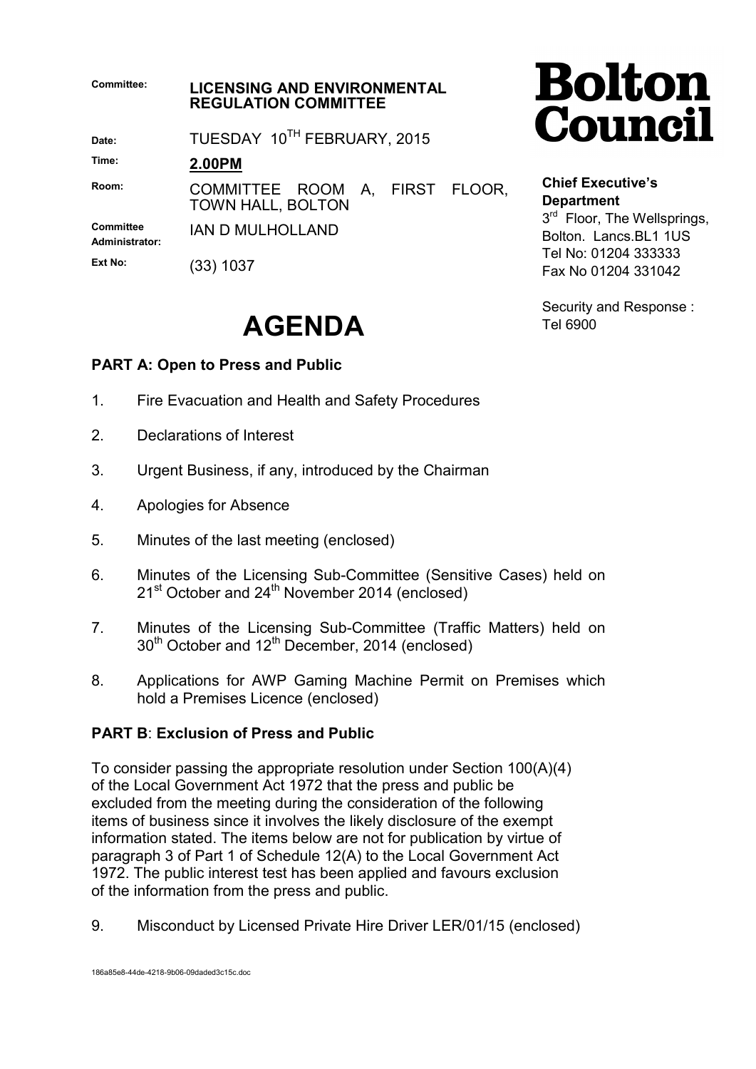**Committee:** LICENSING AND ENVIRONMENTAL REGULATION COMMITTEE

**Date:** TUESDAY 10TH FEBRUARY, 2015

**Time:** **2.00PM**

**Room:** COMMITTEE ROOM A, FIRST FLOOR, TOWN HALL, BOLTON

**Committee Administrator:** IAN D MULHOLLAND

**Ext No:** (33) 1037

# Bolton Council

**Chief Executive's Department**
3rd Floor, The Wellsprings,
Bolton. Lancs.BL1 1US
Tel No: 01204 333333
Fax No 01204 331042

Security and Response : Tel 6900

# AGENDA

## PART A: Open to Press and Public

1. Fire Evacuation and Health and Safety Procedures
2. Declarations of Interest
3. Urgent Business, if any, introduced by the Chairman
4. Apologies for Absence
5. Minutes of the last meeting (enclosed)
6. Minutes of the Licensing Sub-Committee (Sensitive Cases) held on 21st October and 24th November 2014 (enclosed)
7. Minutes of the Licensing Sub-Committee (Traffic Matters) held on 30th October and 12th December, 2014 (enclosed)
8. Applications for AWP Gaming Machine Permit on Premises which hold a Premises Licence (enclosed)

## PART B: Exclusion of Press and Public

To consider passing the appropriate resolution under Section 100(A)(4) of the Local Government Act 1972 that the press and public be excluded from the meeting during the consideration of the following items of business since it involves the likely disclosure of the exempt information stated. The items below are not for publication by virtue of paragraph 3 of Part 1 of Schedule 12(A) to the Local Government Act 1972. The public interest test has been applied and favours exclusion of the information from the press and public.

9. Misconduct by Licensed Private Hire Driver LER/01/15 (enclosed)

186a85e8-44de-4218-9b06-09daded3c15c.doc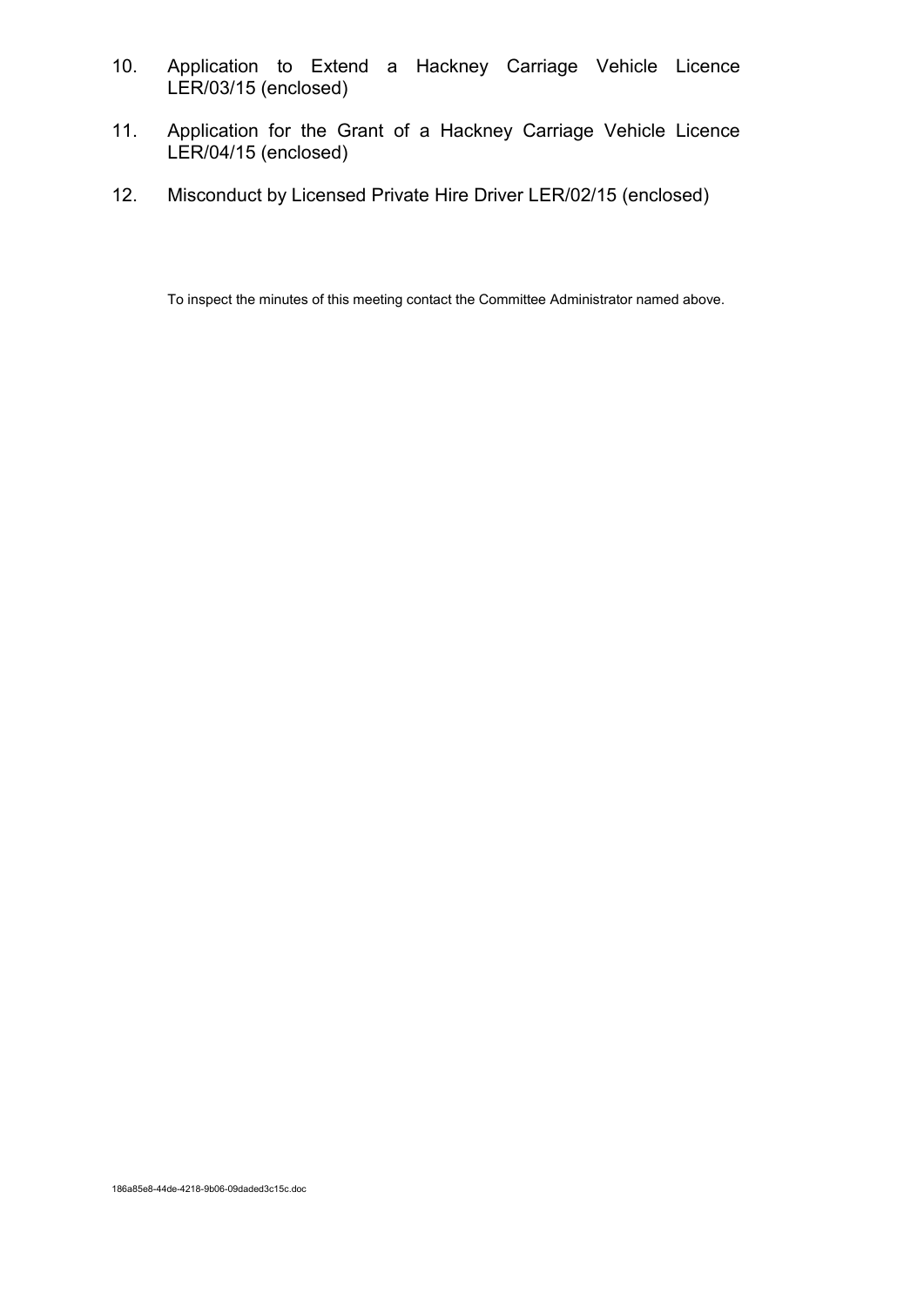10. Application to Extend a Hackney Carriage Vehicle Licence LER/03/15 (enclosed)

11. Application for the Grant of a Hackney Carriage Vehicle Licence LER/04/15 (enclosed)

12. Misconduct by Licensed Private Hire Driver LER/02/15 (enclosed)

To inspect the minutes of this meeting contact the Committee Administrator named above.

186a85e8-44de-4218-9b06-09daded3c15c.doc